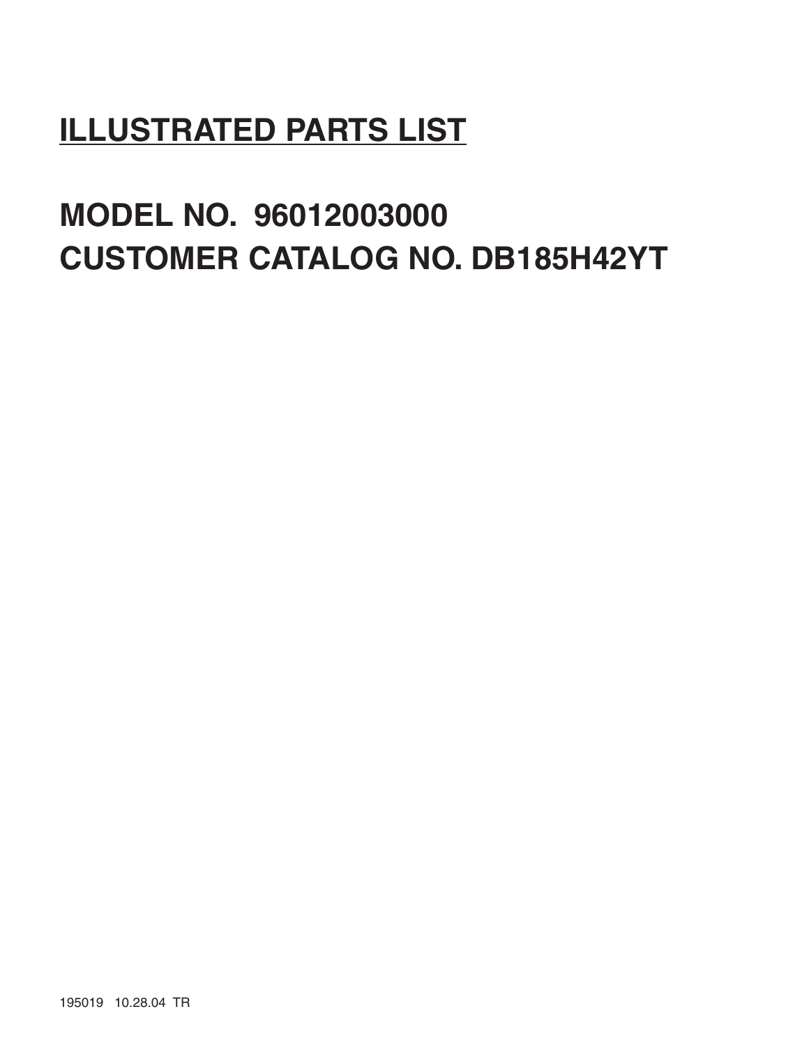# ILLUSTRATED PARTS LIST

## MODEL NO. 96012003000
## CUSTOMER CATALOG NO. DB185H42YT

195019 10.28.04 TR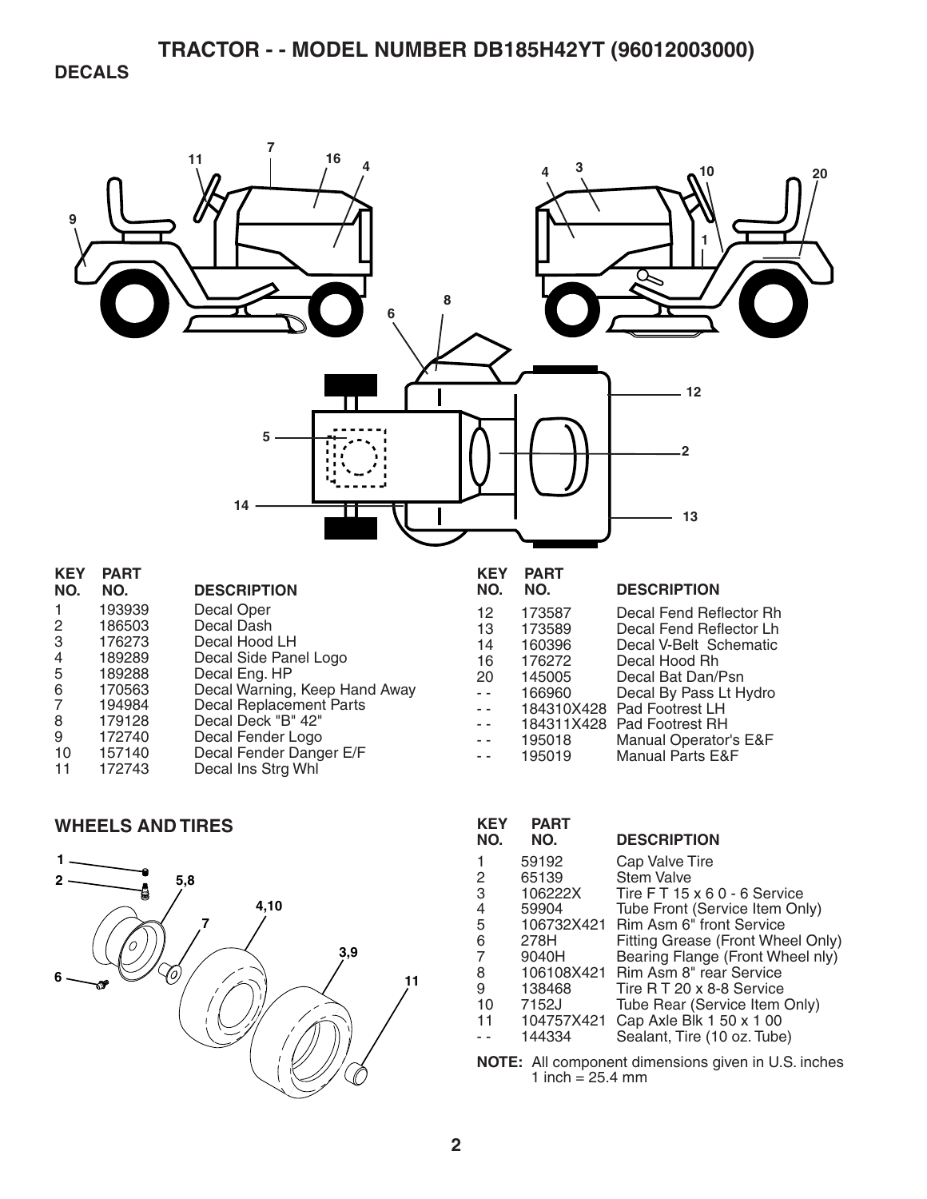# TRACTOR - - MODEL NUMBER DB185H42YT (96012003000)

## DECALS

| KEY NO. | PART NO. | DESCRIPTION |
|---|---|---|
| 1 | 193939 | Decal Oper |
| 2 | 186503 | Decal Dash |
| 3 | 176273 | Decal Hood LH |
| 4 | 189289 | Decal Side Panel Logo |
| 5 | 189288 | Decal Eng. HP |
| 6 | 170563 | Decal Warning, Keep Hand Away |
| 7 | 194984 | Decal Replacement Parts |
| 8 | 179128 | Decal Deck "B" 42" |
| 9 | 172740 | Decal Fender Logo |
| 10 | 157140 | Decal Fender Danger E/F |
| 11 | 172743 | Decal Ins Strg Whl |
| 12 | 173587 | Decal Fend Reflector Rh |
| 13 | 173589 | Decal Fend Reflector Lh |
| 14 | 160396 | Decal V-Belt Schematic |
| 16 | 176272 | Decal Hood Rh |
| 20 | 145005 | Decal Bat Dan/Psn |
| - - | 166960 | Decal By Pass Lt Hydro |
| - - | 184310X428 | Pad Footrest LH |
| - - | 184311X428 | Pad Footrest RH |
| - - | 195018 | Manual Operator's E&F |
| - - | 195019 | Manual Parts E&F |

## WHEELS AND TIRES

| KEY NO. | PART NO. | DESCRIPTION |
|---|---|---|
| 1 | 59192 | Cap Valve Tire |
| 2 | 65139 | Stem Valve |
| 3 | 106222X | Tire F T 15 x 6 0 - 6 Service |
| 4 | 59904 | Tube Front (Service Item Only) |
| 5 | 106732X421 | Rim Asm 6" front Service |
| 6 | 278H | Fitting Grease (Front Wheel Only) |
| 7 | 9040H | Bearing Flange (Front Wheel nly) |
| 8 | 106108X421 | Rim Asm 8" rear Service |
| 9 | 138468 | Tire R T 20 x 8-8 Service |
| 10 | 7152J | Tube Rear (Service Item Only) |
| 11 | 104757X421 | Cap Axle Blk 1 50 x 1 00 |
| - - | 144334 | Sealant, Tire (10 oz. Tube) |

**NOTE:** All component dimensions given in U.S. inches
1 inch = 25.4 mm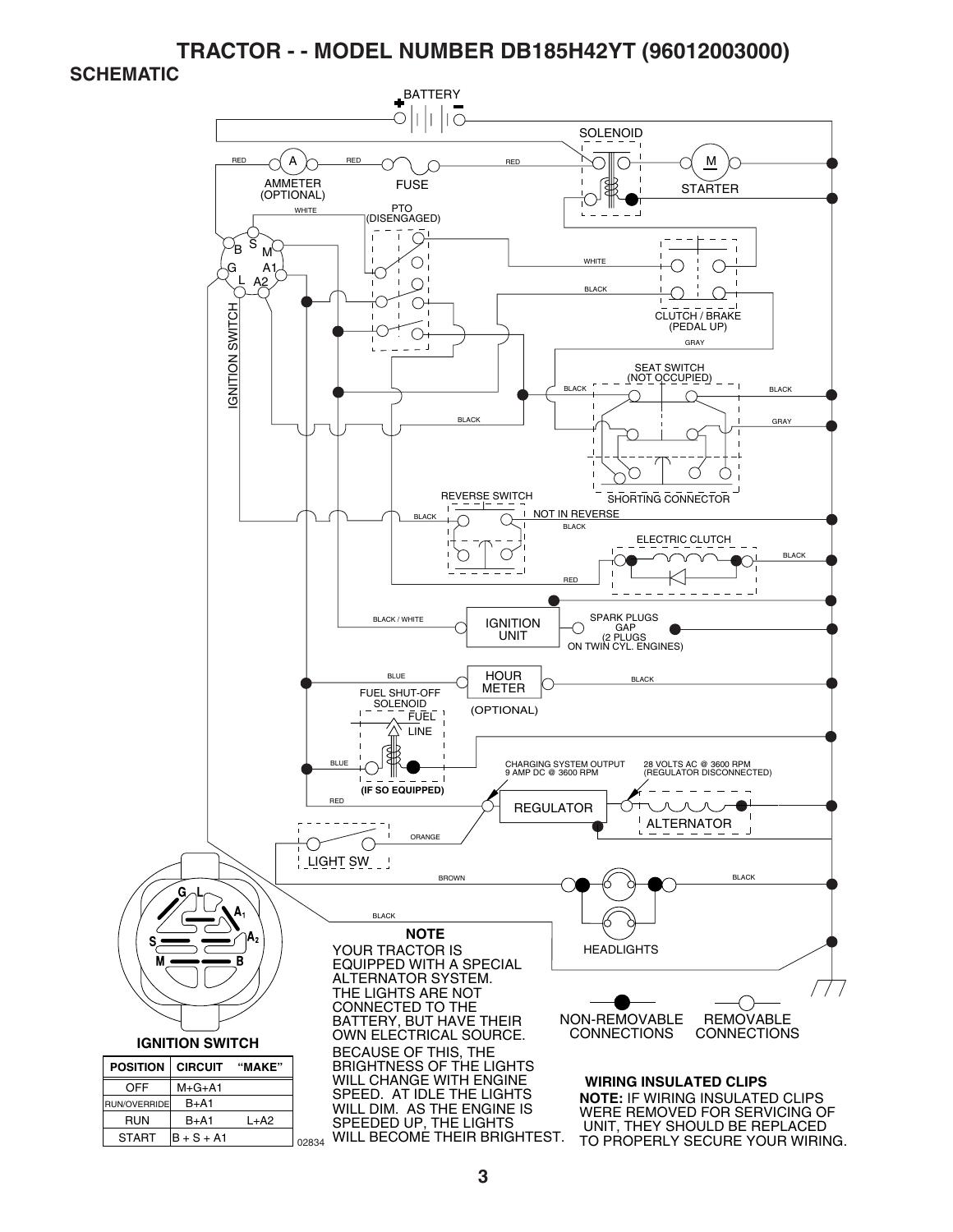# TRACTOR - - MODEL NUMBER DB185H42YT (96012003000)

## SCHEMATIC

BATTERY

SOLENOID

RED — AMMETER (OPTIONAL) — RED — FUSE — RED

M STARTER

WHITE — PTO (DISENGAGED)

IGNITION SWITCH (B, S, M, G, A1, L, A2)

WHITE — CLUTCH / BRAKE (PEDAL UP) — BLACK — GRAY

SEAT SWITCH (NOT OCCUPIED) — BLACK — BLACK — GRAY — BLACK

SHORTING CONNECTOR

REVERSE SWITCH — BLACK — NOT IN REVERSE — BLACK

ELECTRIC CLUTCH — BLACK — RED

BLACK / WHITE — IGNITION UNIT — SPARK PLUGS GAP (2 PLUGS ON TWIN CYL. ENGINES)

BLUE — HOUR METER (OPTIONAL) — BLACK

FUEL SHUT-OFF SOLENOID — FUEL LINE — BLUE — (IF SO EQUIPPED)

RED — CHARGING SYSTEM OUTPUT 9 AMP DC @ 3600 RPM — REGULATOR — 28 VOLTS AC @ 3600 RPM (REGULATOR DISCONNECTED) — ALTERNATOR

LIGHT SW — ORANGE

BROWN — BLACK — HEADLIGHTS

BLACK

**IGNITION SWITCH** (G, L, A1, A2, S, M, B)

| POSITION | CIRCUIT | "MAKE" |
|---|---|---|
| OFF | M+G+A1 | |
| RUN/OVERRIDE | B+A1 | |
| RUN | B+A1 | L+A2 |
| START | B + S + A1 | |

02834

**NOTE**

YOUR TRACTOR IS EQUIPPED WITH A SPECIAL ALTERNATOR SYSTEM. THE LIGHTS ARE NOT CONNECTED TO THE BATTERY, BUT HAVE THEIR OWN ELECTRICAL SOURCE. BECAUSE OF THIS, THE BRIGHTNESS OF THE LIGHTS WILL CHANGE WITH ENGINE SPEED. AT IDLE THE LIGHTS WILL DIM. AS THE ENGINE IS SPEEDED UP, THE LIGHTS WILL BECOME THEIR BRIGHTEST.

NON-REMOVABLE CONNECTIONS — REMOVABLE CONNECTIONS

**WIRING INSULATED CLIPS**

**NOTE:** IF WIRING INSULATED CLIPS WERE REMOVED FOR SERVICING OF UNIT, THEY SHOULD BE REPLACED TO PROPERLY SECURE YOUR WIRING.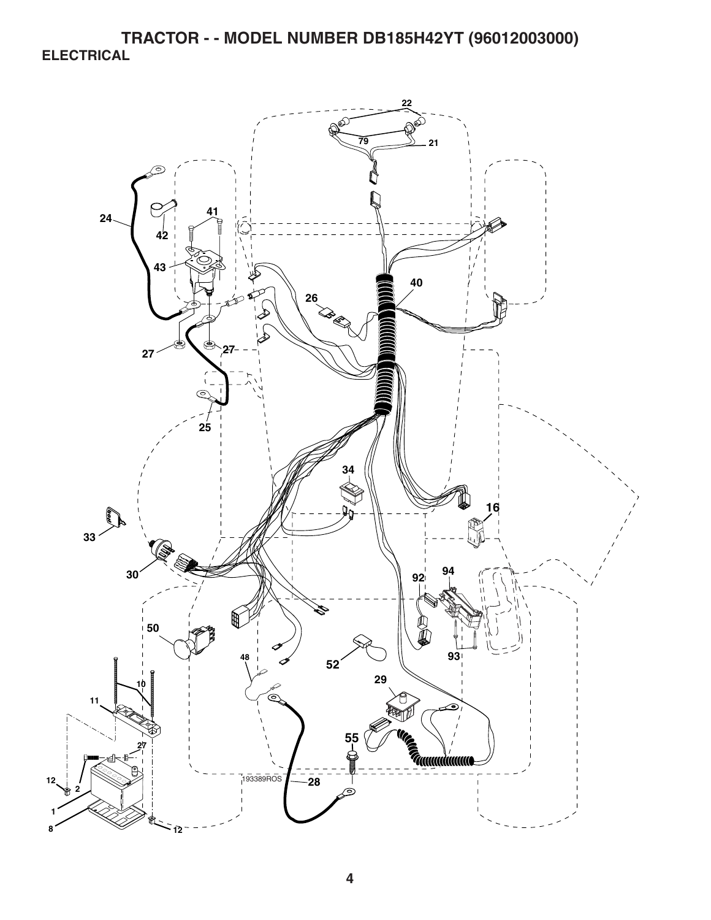# TRACTOR - - MODEL NUMBER DB185H42YT (96012003000)

## ELECTRICAL

22
79
21
24
41
42
43
40
26
27
27
25
34
16
33
30
92
94
50
48
52
93
10
11
29
55
27
12
2
193389ROS
28
1
8
12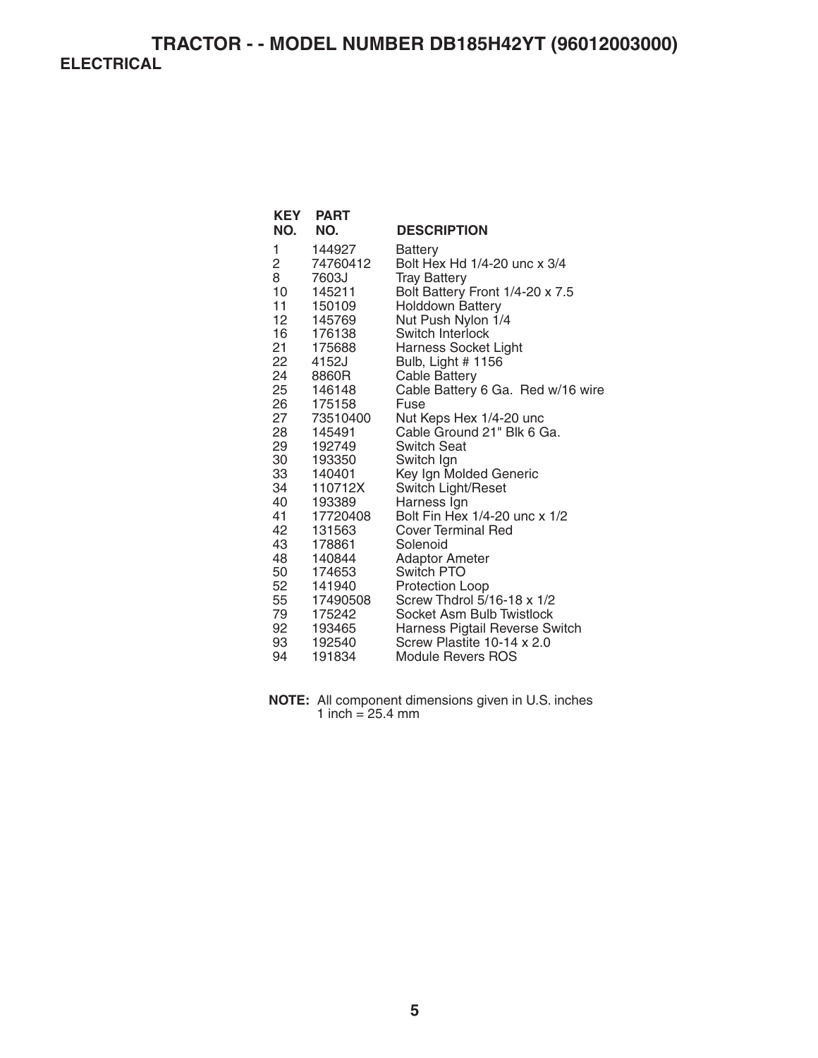# TRACTOR - - MODEL NUMBER DB185H42YT (96012003000)

## ELECTRICAL

| KEY NO. | PART NO. | DESCRIPTION |
|---|---|---|
| 1 | 144927 | Battery |
| 2 | 74760412 | Bolt Hex Hd 1/4-20 unc x 3/4 |
| 8 | 7603J | Tray Battery |
| 10 | 145211 | Bolt Battery Front 1/4-20 x 7.5 |
| 11 | 150109 | Holddown Battery |
| 12 | 145769 | Nut Push Nylon 1/4 |
| 16 | 176138 | Switch Interlock |
| 21 | 175688 | Harness Socket Light |
| 22 | 4152J | Bulb, Light # 1156 |
| 24 | 8860R | Cable Battery |
| 25 | 146148 | Cable Battery 6 Ga. Red w/16 wire |
| 26 | 175158 | Fuse |
| 27 | 73510400 | Nut Keps Hex 1/4-20 unc |
| 28 | 145491 | Cable Ground 21" Blk 6 Ga. |
| 29 | 192749 | Switch Seat |
| 30 | 193350 | Switch Ign |
| 33 | 140401 | Key Ign Molded Generic |
| 34 | 110712X | Switch Light/Reset |
| 40 | 193389 | Harness Ign |
| 41 | 17720408 | Bolt Fin Hex 1/4-20 unc x 1/2 |
| 42 | 131563 | Cover Terminal Red |
| 43 | 178861 | Solenoid |
| 48 | 140844 | Adaptor Ameter |
| 50 | 174653 | Switch PTO |
| 52 | 141940 | Protection Loop |
| 55 | 17490508 | Screw Thdrol 5/16-18 x 1/2 |
| 79 | 175242 | Socket Asm Bulb Twistlock |
| 92 | 193465 | Harness Pigtail Reverse Switch |
| 93 | 192540 | Screw Plastite 10-14 x 2.0 |
| 94 | 191834 | Module Revers ROS |

**NOTE:** All component dimensions given in U.S. inches
1 inch = 25.4 mm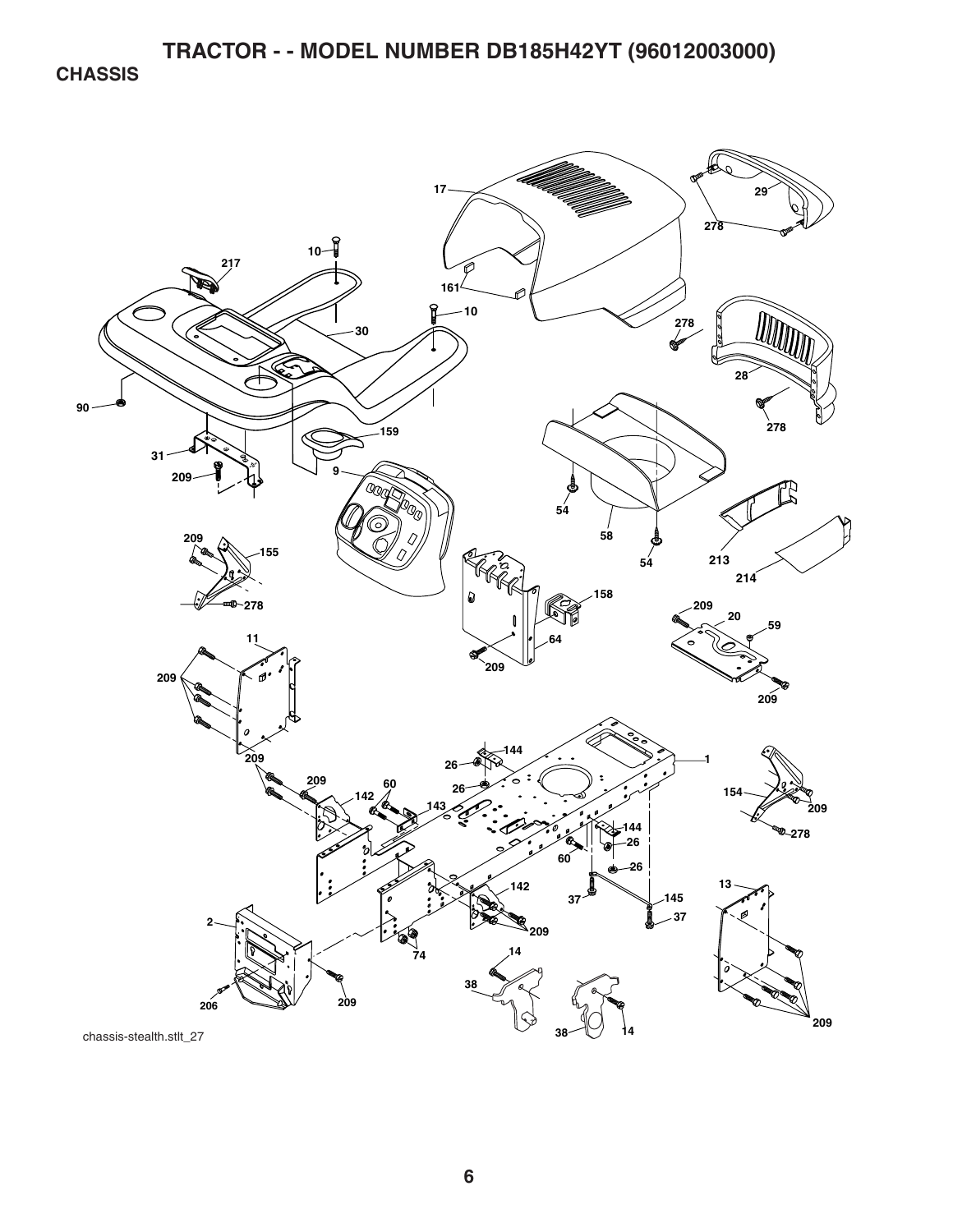# TRACTOR - - MODEL NUMBER DB185H42YT (96012003000)

## CHASSIS

chassis-stealth.stlt_27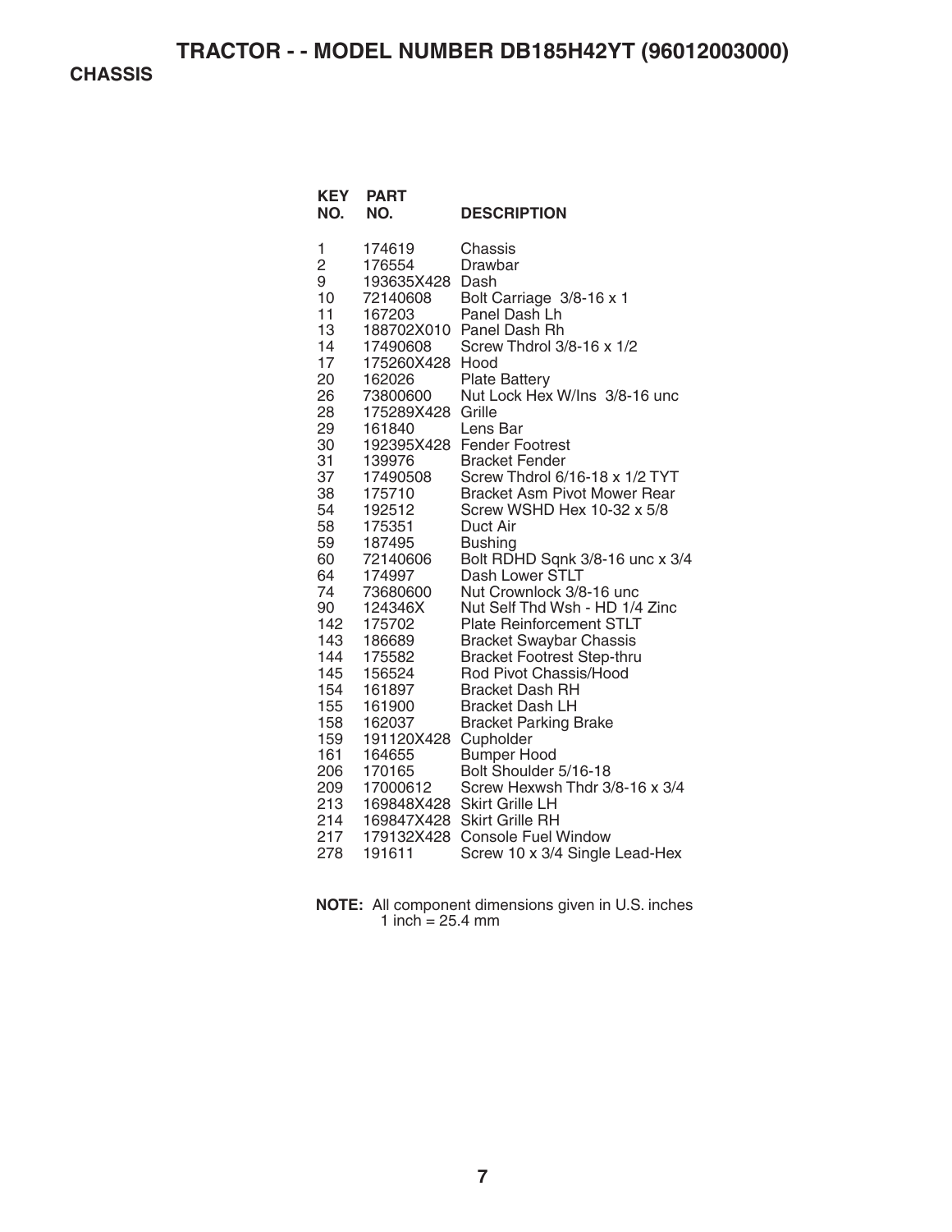# TRACTOR - - MODEL NUMBER DB185H42YT (96012003000)

## CHASSIS

| KEY NO. | PART NO. | DESCRIPTION |
|---|---|---|
| 1 | 174619 | Chassis |
| 2 | 176554 | Drawbar |
| 9 | 193635X428 | Dash |
| 10 | 72140608 | Bolt Carriage 3/8-16 x 1 |
| 11 | 167203 | Panel Dash Lh |
| 13 | 188702X010 | Panel Dash Rh |
| 14 | 17490608 | Screw Thdrol 3/8-16 x 1/2 |
| 17 | 175260X428 | Hood |
| 20 | 162026 | Plate Battery |
| 26 | 73800600 | Nut Lock Hex W/Ins 3/8-16 unc |
| 28 | 175289X428 | Grille |
| 29 | 161840 | Lens Bar |
| 30 | 192395X428 | Fender Footrest |
| 31 | 139976 | Bracket Fender |
| 37 | 17490508 | Screw Thdrol 6/16-18 x 1/2 TYT |
| 38 | 175710 | Bracket Asm Pivot Mower Rear |
| 54 | 192512 | Screw WSHD Hex 10-32 x 5/8 |
| 58 | 175351 | Duct Air |
| 59 | 187495 | Bushing |
| 60 | 72140606 | Bolt RDHD Sqnk 3/8-16 unc x 3/4 |
| 64 | 174997 | Dash Lower STLT |
| 74 | 73680600 | Nut Crownlock 3/8-16 unc |
| 90 | 124346X | Nut Self Thd Wsh - HD 1/4 Zinc |
| 142 | 175702 | Plate Reinforcement STLT |
| 143 | 186689 | Bracket Swaybar Chassis |
| 144 | 175582 | Bracket Footrest Step-thru |
| 145 | 156524 | Rod Pivot Chassis/Hood |
| 154 | 161897 | Bracket Dash RH |
| 155 | 161900 | Bracket Dash LH |
| 158 | 162037 | Bracket Parking Brake |
| 159 | 191120X428 | Cupholder |
| 161 | 164655 | Bumper Hood |
| 206 | 170165 | Bolt Shoulder 5/16-18 |
| 209 | 17000612 | Screw Hexwsh Thdr 3/8-16 x 3/4 |
| 213 | 169848X428 | Skirt Grille LH |
| 214 | 169847X428 | Skirt Grille RH |
| 217 | 179132X428 | Console Fuel Window |
| 278 | 191611 | Screw 10 x 3/4 Single Lead-Hex |

**NOTE:** All component dimensions given in U.S. inches
1 inch = 25.4 mm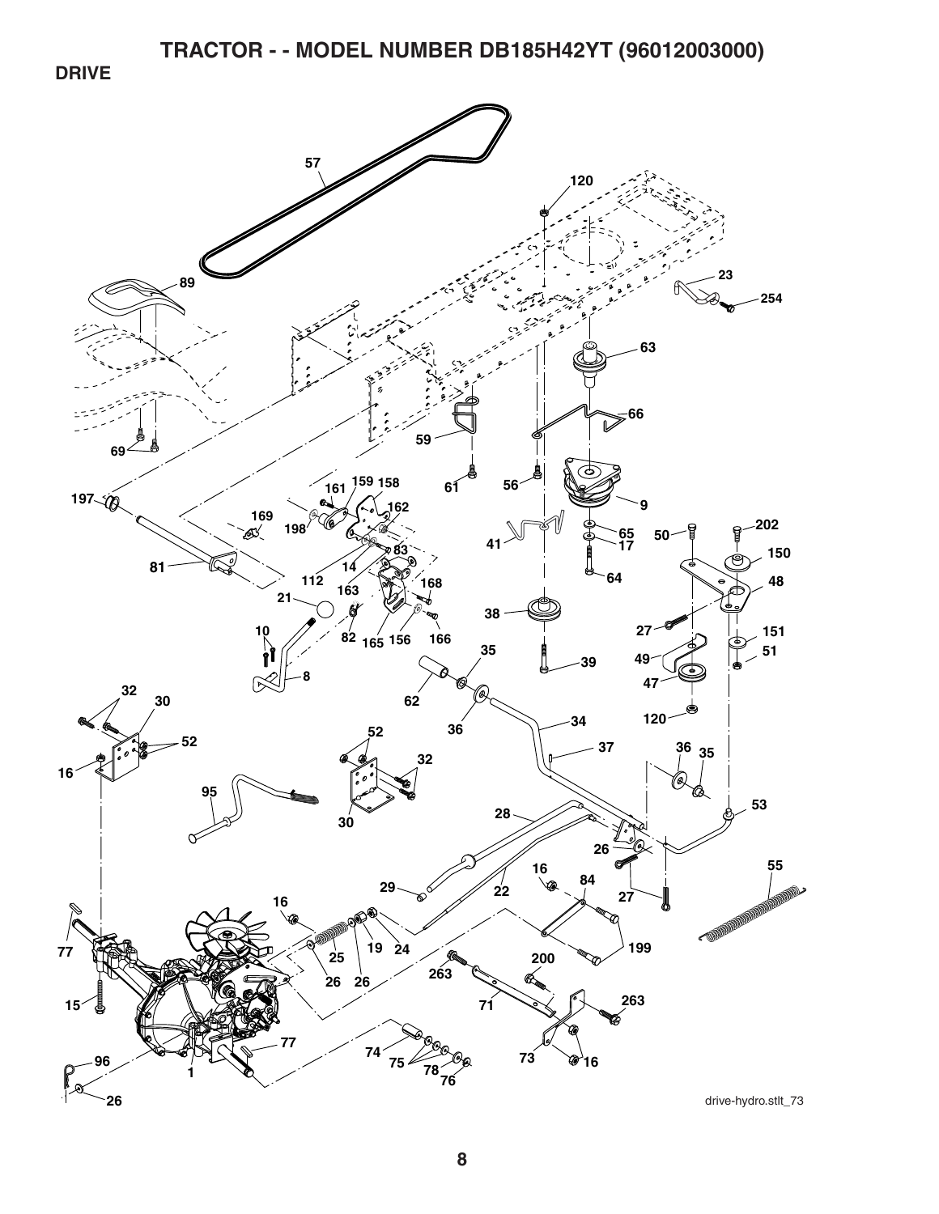# TRACTOR - - MODEL NUMBER DB185H42YT (96012003000)

## DRIVE

57 120 89 23 254 63 66 59 69 61 56 9 197 161 159 158 169 162 198 65 17 41 50 202 150 83 81 14 112 64 48 163 168 21 38 27 151 10 82 165 156 166 35 39 49 51 8 47 32 62 30 36 34 120 52 37 16 52 32 36 35 95 30 28 53 26 16 84 55 29 22 27 16 199 77 25 19 24 26 26 200 263 15 71 263 77 74 73 96 75 78 16 1 76 26

drive-hydro.stlt_73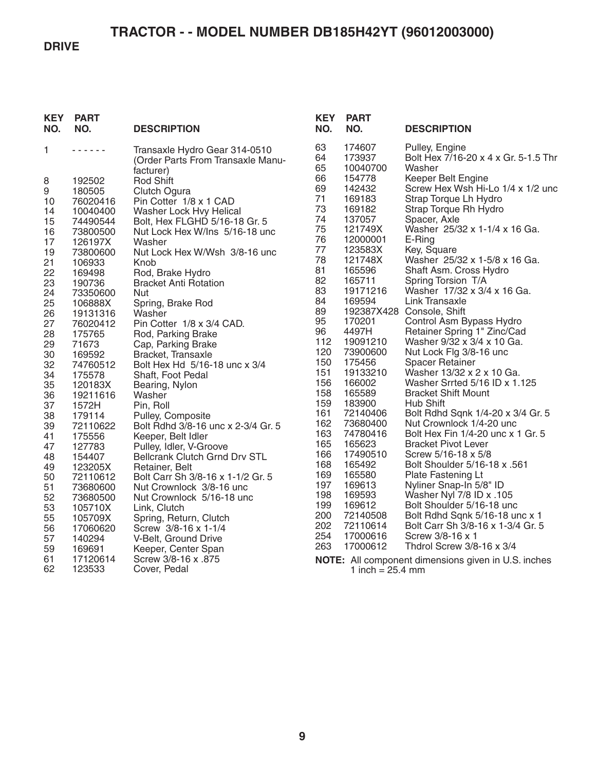# TRACTOR - - MODEL NUMBER DB185H42YT (96012003000)

## DRIVE

| KEY NO. | PART NO. | DESCRIPTION |
|---|---|---|
| 1 | - - - - - - | Transaxle Hydro Gear 314-0510 (Order Parts From Transaxle Manufacturer) |
| 8 | 192502 | Rod Shift |
| 9 | 180505 | Clutch Ogura |
| 10 | 76020416 | Pin Cotter 1/8 x 1 CAD |
| 14 | 10040400 | Washer Lock Hvy Helical |
| 15 | 74490544 | Bolt, Hex FLGHD 5/16-18 Gr. 5 |
| 16 | 73800500 | Nut Lock Hex W/Ins 5/16-18 unc |
| 17 | 126197X | Washer |
| 19 | 73800600 | Nut Lock Hex W/Wsh 3/8-16 unc |
| 21 | 106933 | Knob |
| 22 | 169498 | Rod, Brake Hydro |
| 23 | 190736 | Bracket Anti Rotation |
| 24 | 73350600 | Nut |
| 25 | 106888X | Spring, Brake Rod |
| 26 | 19131316 | Washer |
| 27 | 76020412 | Pin Cotter 1/8 x 3/4 CAD. |
| 28 | 175765 | Rod, Parking Brake |
| 29 | 71673 | Cap, Parking Brake |
| 30 | 169592 | Bracket, Transaxle |
| 32 | 74760512 | Bolt Hex Hd 5/16-18 unc x 3/4 |
| 34 | 175578 | Shaft, Foot Pedal |
| 35 | 120183X | Bearing, Nylon |
| 36 | 19211616 | Washer |
| 37 | 1572H | Pin, Roll |
| 38 | 179114 | Pulley, Composite |
| 39 | 72110622 | Bolt Rdhd 3/8-16 unc x 2-3/4 Gr. 5 |
| 41 | 175556 | Keeper, Belt Idler |
| 47 | 127783 | Pulley, Idler, V-Groove |
| 48 | 154407 | Bellcrank Clutch Grnd Drv STL |
| 49 | 123205X | Retainer, Belt |
| 50 | 72110612 | Bolt Carr Sh 3/8-16 x 1-1/2 Gr. 5 |
| 51 | 73680600 | Nut Crownlock 3/8-16 unc |
| 52 | 73680500 | Nut Crownlock 5/16-18 unc |
| 53 | 105710X | Link, Clutch |
| 55 | 105709X | Spring, Return, Clutch |
| 56 | 17060620 | Screw 3/8-16 x 1-1/4 |
| 57 | 140294 | V-Belt, Ground Drive |
| 59 | 169691 | Keeper, Center Span |
| 61 | 17120614 | Screw 3/8-16 x .875 |
| 62 | 123533 | Cover, Pedal |
| 63 | 174607 | Pulley, Engine |
| 64 | 173937 | Bolt Hex 7/16-20 x 4 x Gr. 5-1.5 Thr |
| 65 | 10040700 | Washer |
| 66 | 154778 | Keeper Belt Engine |
| 69 | 142432 | Screw Hex Wsh Hi-Lo 1/4 x 1/2 unc |
| 71 | 169183 | Strap Torque Lh Hydro |
| 73 | 169182 | Strap Torque Rh Hydro |
| 74 | 137057 | Spacer, Axle |
| 75 | 121749X | Washer 25/32 x 1-1/4 x 16 Ga. |
| 76 | 12000001 | E-Ring |
| 77 | 123583X | Key, Square |
| 78 | 121748X | Washer 25/32 x 1-5/8 x 16 Ga. |
| 81 | 165596 | Shaft Asm. Cross Hydro |
| 82 | 165711 | Spring Torsion T/A |
| 83 | 19171216 | Washer 17/32 x 3/4 x 16 Ga. |
| 84 | 169594 | Link Transaxle |
| 89 | 192387X428 | Console, Shift |
| 95 | 170201 | Control Asm Bypass Hydro |
| 96 | 4497H | Retainer Spring 1" Zinc/Cad |
| 112 | 19091210 | Washer 9/32 x 3/4 x 10 Ga. |
| 120 | 73900600 | Nut Lock Flg 3/8-16 unc |
| 150 | 175456 | Spacer Retainer |
| 151 | 19133210 | Washer 13/32 x 2 x 10 Ga. |
| 156 | 166002 | Washer Srrted 5/16 ID x 1.125 |
| 158 | 165589 | Bracket Shift Mount |
| 159 | 183900 | Hub Shift |
| 161 | 72140406 | Bolt Rdhd Sqnk 1/4-20 x 3/4 Gr. 5 |
| 162 | 73680400 | Nut Crownlock 1/4-20 unc |
| 163 | 74780416 | Bolt Hex Fin 1/4-20 unc x 1 Gr. 5 |
| 165 | 165623 | Bracket Pivot Lever |
| 166 | 17490510 | Screw 5/16-18 x 5/8 |
| 168 | 165492 | Bolt Shoulder 5/16-18 x .561 |
| 169 | 165580 | Plate Fastening Lt |
| 197 | 169613 | Nyliner Snap-In 5/8" ID |
| 198 | 169593 | Washer Nyl 7/8 ID x .105 |
| 199 | 169612 | Bolt Shoulder 5/16-18 unc |
| 200 | 72140508 | Bolt Rdhd Sqnk 5/16-18 unc x 1 |
| 202 | 72110614 | Bolt Carr Sh 3/8-16 x 1-3/4 Gr. 5 |
| 254 | 17000616 | Screw 3/8-16 x 1 |
| 263 | 17000612 | Thdrol Screw 3/8-16 x 3/4 |

**NOTE:** All component dimensions given in U.S. inches
1 inch = 25.4 mm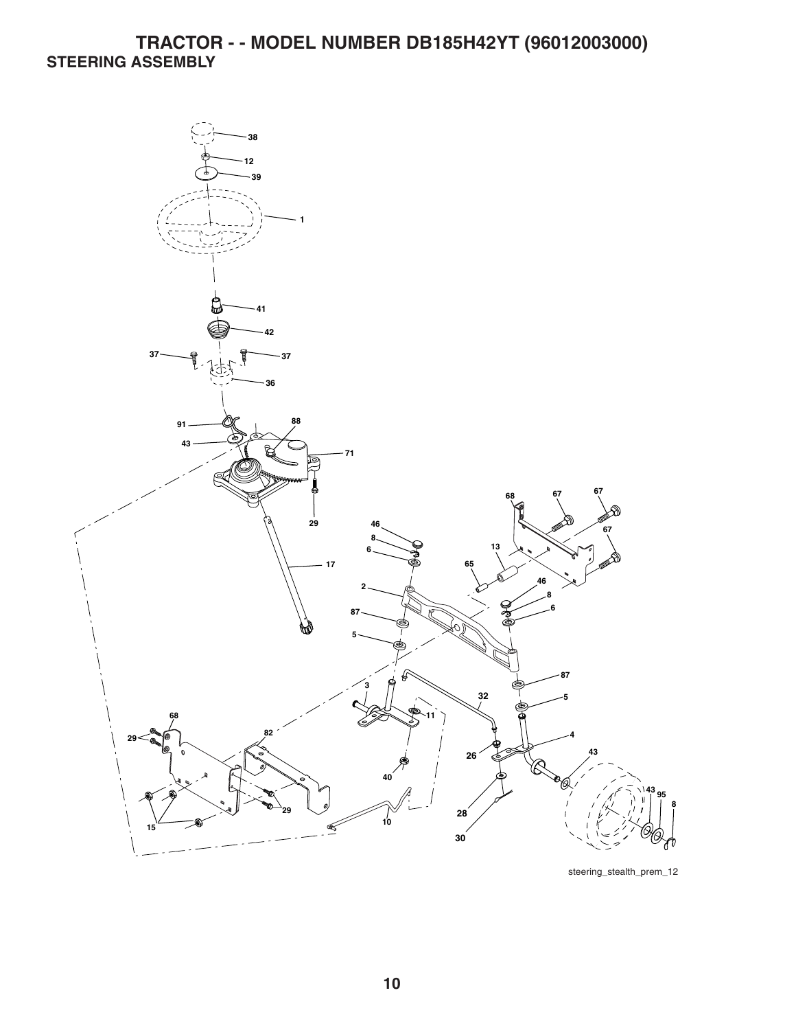# TRACTOR - - MODEL NUMBER DB185H42YT (96012003000)

## STEERING ASSEMBLY

38
12
39
1
41
42
37
37
36
91
88
43
71
29
17
68
67
67
67
46
8
6
13
65
2
46
8
6
87
5
87
3
32
5
11
68
82
4
29
26
43
40
43
95
8
28
29
10
15
30

steering_stealth_prem_12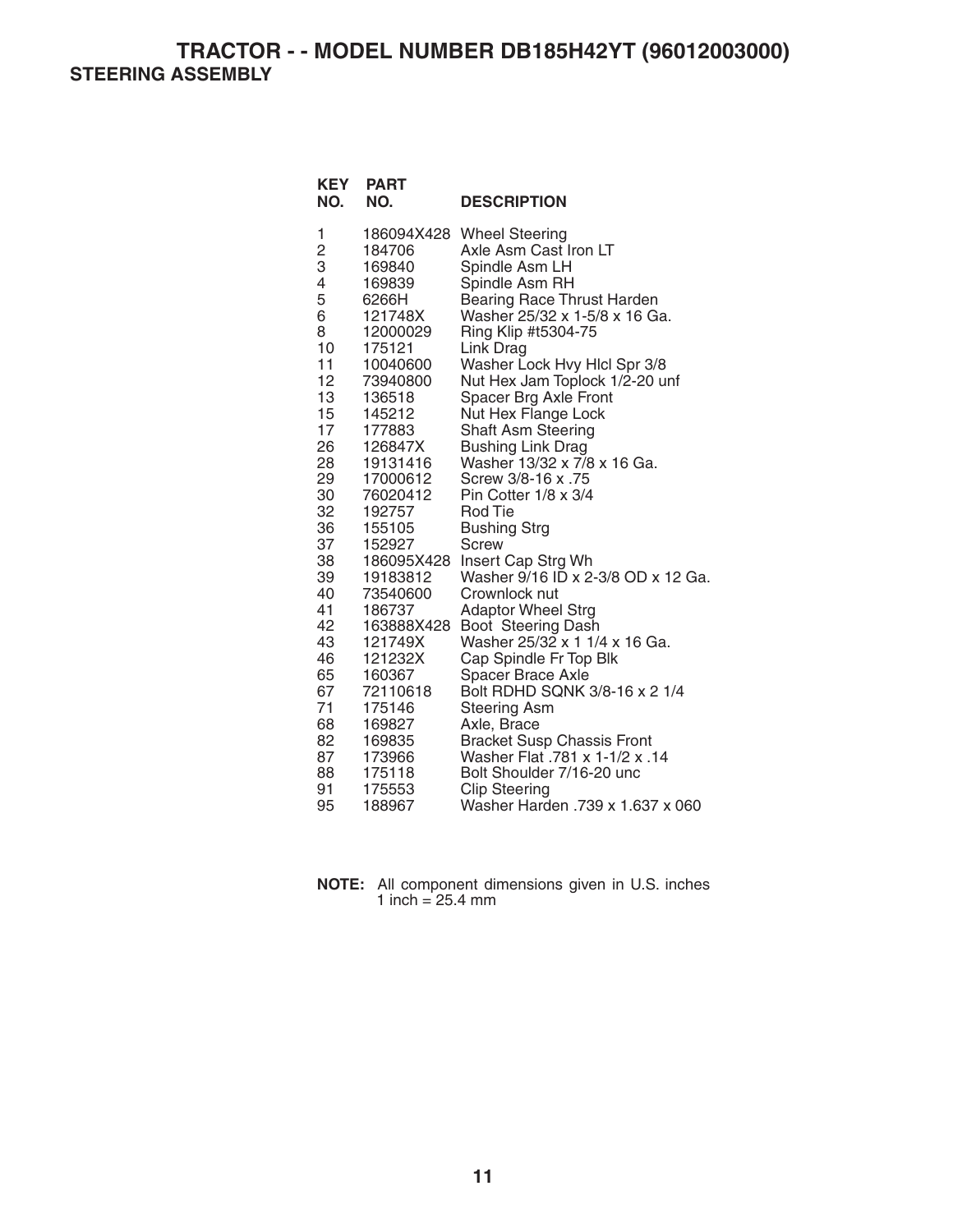# TRACTOR - - MODEL NUMBER DB185H42YT (96012003000)

## STEERING ASSEMBLY

| KEY NO. | PART NO. | DESCRIPTION |
|---|---|---|
| 1 | 186094X428 | Wheel Steering |
| 2 | 184706 | Axle Asm Cast Iron LT |
| 3 | 169840 | Spindle Asm LH |
| 4 | 169839 | Spindle Asm RH |
| 5 | 6266H | Bearing Race Thrust Harden |
| 6 | 121748X | Washer 25/32 x 1-5/8 x 16 Ga. |
| 8 | 12000029 | Ring Klip #t5304-75 |
| 10 | 175121 | Link Drag |
| 11 | 10040600 | Washer Lock Hvy Hlcl Spr 3/8 |
| 12 | 73940800 | Nut Hex Jam Toplock 1/2-20 unf |
| 13 | 136518 | Spacer Brg Axle Front |
| 15 | 145212 | Nut Hex Flange Lock |
| 17 | 177883 | Shaft Asm Steering |
| 26 | 126847X | Bushing Link Drag |
| 28 | 19131416 | Washer 13/32 x 7/8 x 16 Ga. |
| 29 | 17000612 | Screw 3/8-16 x .75 |
| 30 | 76020412 | Pin Cotter 1/8 x 3/4 |
| 32 | 192757 | Rod Tie |
| 36 | 155105 | Bushing Strg |
| 37 | 152927 | Screw |
| 38 | 186095X428 | Insert Cap Strg Wh |
| 39 | 19183812 | Washer 9/16 ID x 2-3/8 OD x 12 Ga. |
| 40 | 73540600 | Crownlock nut |
| 41 | 186737 | Adaptor Wheel Strg |
| 42 | 163888X428 | Boot Steering Dash |
| 43 | 121749X | Washer 25/32 x 1 1/4 x 16 Ga. |
| 46 | 121232X | Cap Spindle Fr Top Blk |
| 65 | 160367 | Spacer Brace Axle |
| 67 | 72110618 | Bolt RDHD SQNK 3/8-16 x 2 1/4 |
| 71 | 175146 | Steering Asm |
| 68 | 169827 | Axle, Brace |
| 82 | 169835 | Bracket Susp Chassis Front |
| 87 | 173966 | Washer Flat .781 x 1-1/2 x .14 |
| 88 | 175118 | Bolt Shoulder 7/16-20 unc |
| 91 | 175553 | Clip Steering |
| 95 | 188967 | Washer Harden .739 x 1.637 x 060 |

**NOTE:** All component dimensions given in U.S. inches
1 inch = 25.4 mm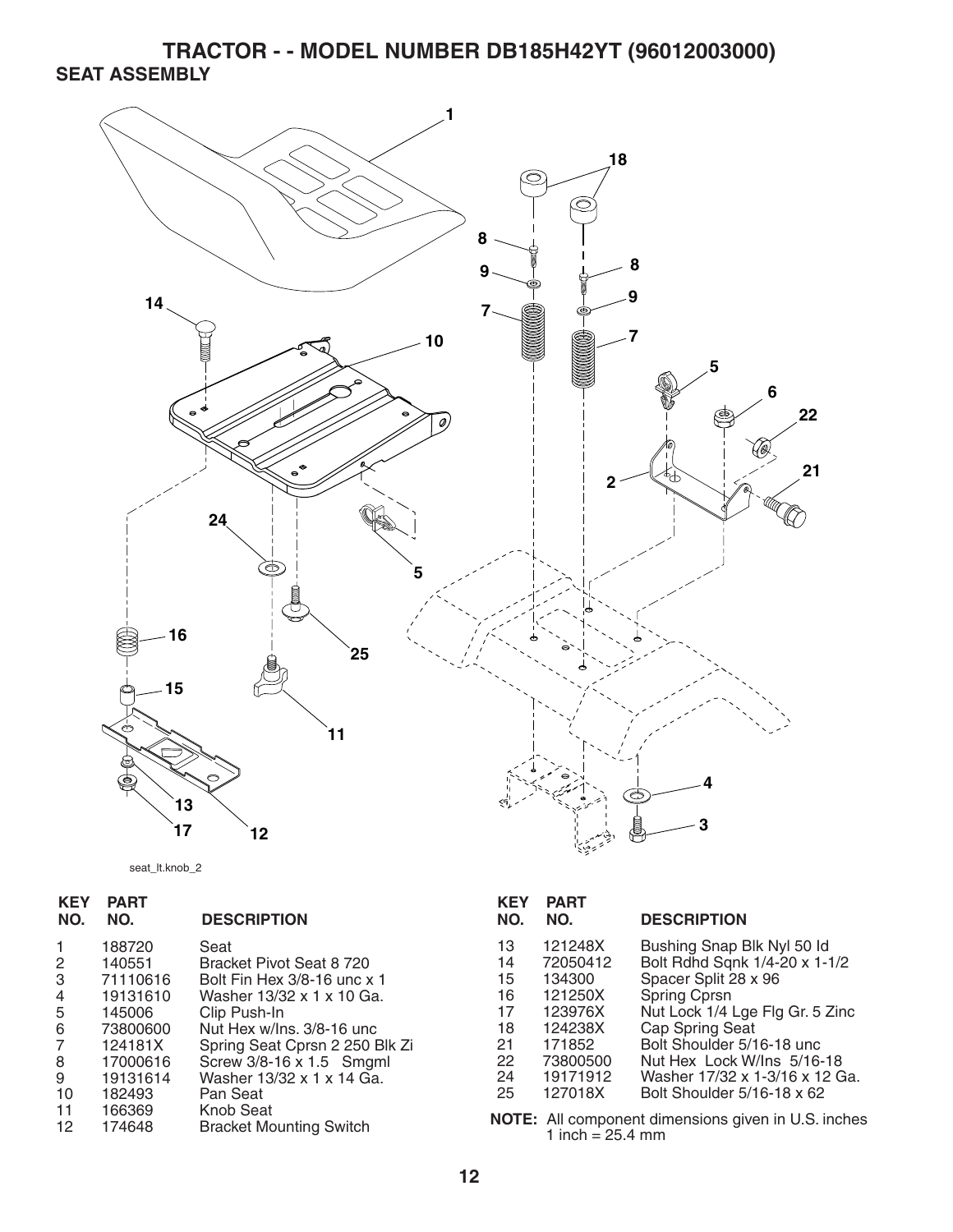# TRACTOR - - MODEL NUMBER DB185H42YT (96012003000)

## SEAT ASSEMBLY

seat_lt.knob_2

| KEY NO. | PART NO. | DESCRIPTION |
|---|---|---|
| 1 | 188720 | Seat |
| 2 | 140551 | Bracket Pivot Seat 8 720 |
| 3 | 71110616 | Bolt Fin Hex 3/8-16 unc x 1 |
| 4 | 19131610 | Washer 13/32 x 1 x 10 Ga. |
| 5 | 145006 | Clip Push-In |
| 6 | 73800600 | Nut Hex w/Ins. 3/8-16 unc |
| 7 | 124181X | Spring Seat Cprsn 2 250 Blk Zi |
| 8 | 17000616 | Screw 3/8-16 x 1.5 Smgml |
| 9 | 19131614 | Washer 13/32 x 1 x 14 Ga. |
| 10 | 182493 | Pan Seat |
| 11 | 166369 | Knob Seat |
| 12 | 174648 | Bracket Mounting Switch |
| 13 | 121248X | Bushing Snap Blk Nyl 50 Id |
| 14 | 72050412 | Bolt Rdhd Sqnk 1/4-20 x 1-1/2 |
| 15 | 134300 | Spacer Split 28 x 96 |
| 16 | 121250X | Spring Cprsn |
| 17 | 123976X | Nut Lock 1/4 Lge Flg Gr. 5 Zinc |
| 18 | 124238X | Cap Spring Seat |
| 21 | 171852 | Bolt Shoulder 5/16-18 unc |
| 22 | 73800500 | Nut Hex Lock W/Ins 5/16-18 |
| 24 | 19171912 | Washer 17/32 x 1-3/16 x 12 Ga. |
| 25 | 127018X | Bolt Shoulder 5/16-18 x 62 |

**NOTE:** All component dimensions given in U.S. inches
1 inch = 25.4 mm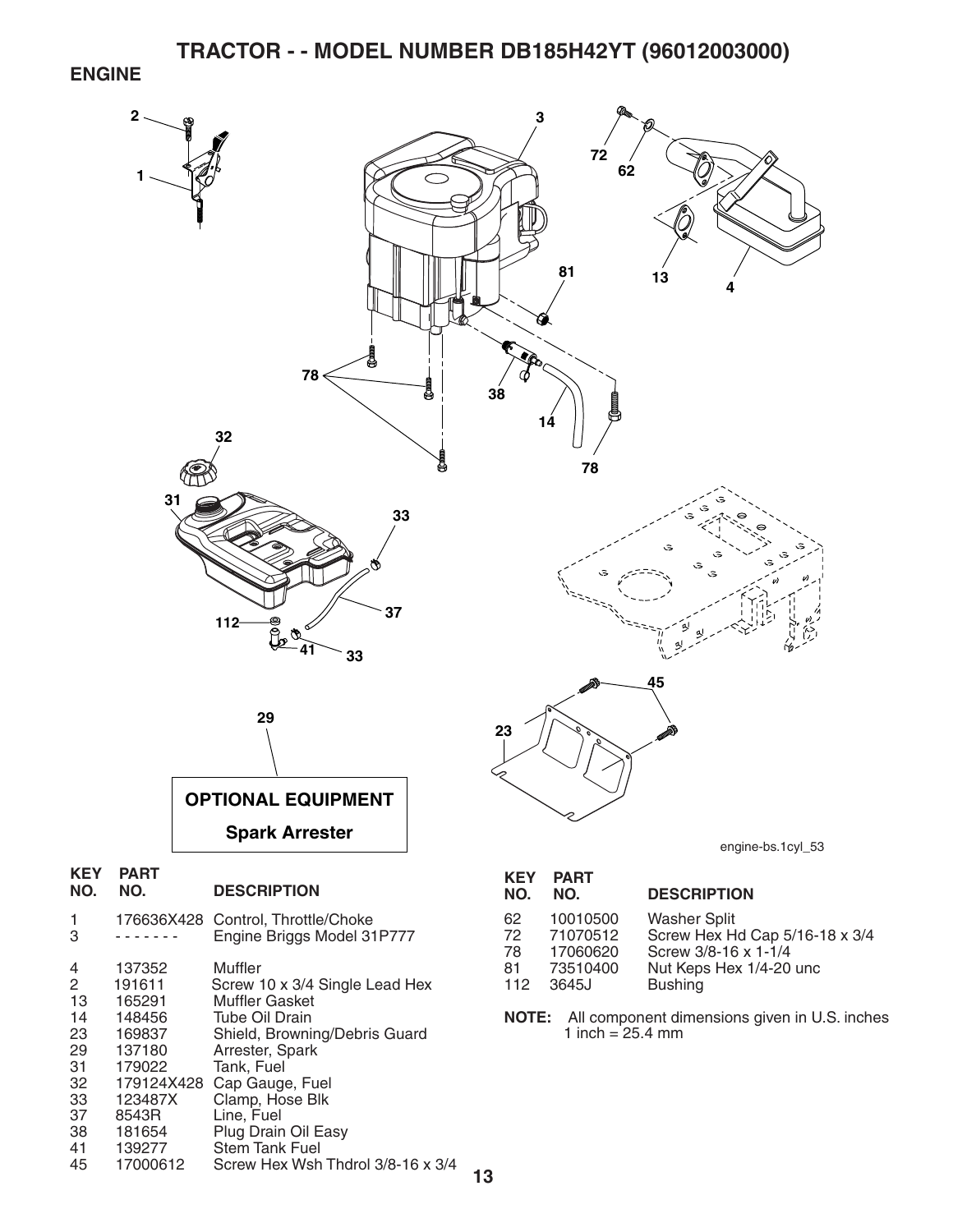# TRACTOR - - MODEL NUMBER DB185H42YT (96012003000)

## ENGINE

OPTIONAL EQUIPMENT

Spark Arrester

engine-bs.1cyl_53

| KEY NO. | PART NO. | DESCRIPTION |
|---|---|---|
| 1 | 176636X428 | Control, Throttle/Choke |
| 3 | - - - - - - - | Engine Briggs Model 31P777 |
| 4 | 137352 | Muffler |
| 2 | 191611 | Screw 10 x 3/4 Single Lead Hex |
| 13 | 165291 | Muffler Gasket |
| 14 | 148456 | Tube Oil Drain |
| 23 | 169837 | Shield, Browning/Debris Guard |
| 29 | 137180 | Arrester, Spark |
| 31 | 179022 | Tank, Fuel |
| 32 | 179124X428 | Cap Gauge, Fuel |
| 33 | 123487X | Clamp, Hose Blk |
| 37 | 8543R | Line, Fuel |
| 38 | 181654 | Plug Drain Oil Easy |
| 41 | 139277 | Stem Tank Fuel |
| 45 | 17000612 | Screw Hex Wsh Thdrol 3/8-16 x 3/4 |
| 62 | 10010500 | Washer Split |
| 72 | 71070512 | Screw Hex Hd Cap 5/16-18 x 3/4 |
| 78 | 17060620 | Screw 3/8-16 x 1-1/4 |
| 81 | 73510400 | Nut Keps Hex 1/4-20 unc |
| 112 | 3645J | Bushing |

**NOTE:** All component dimensions given in U.S. inches
1 inch = 25.4 mm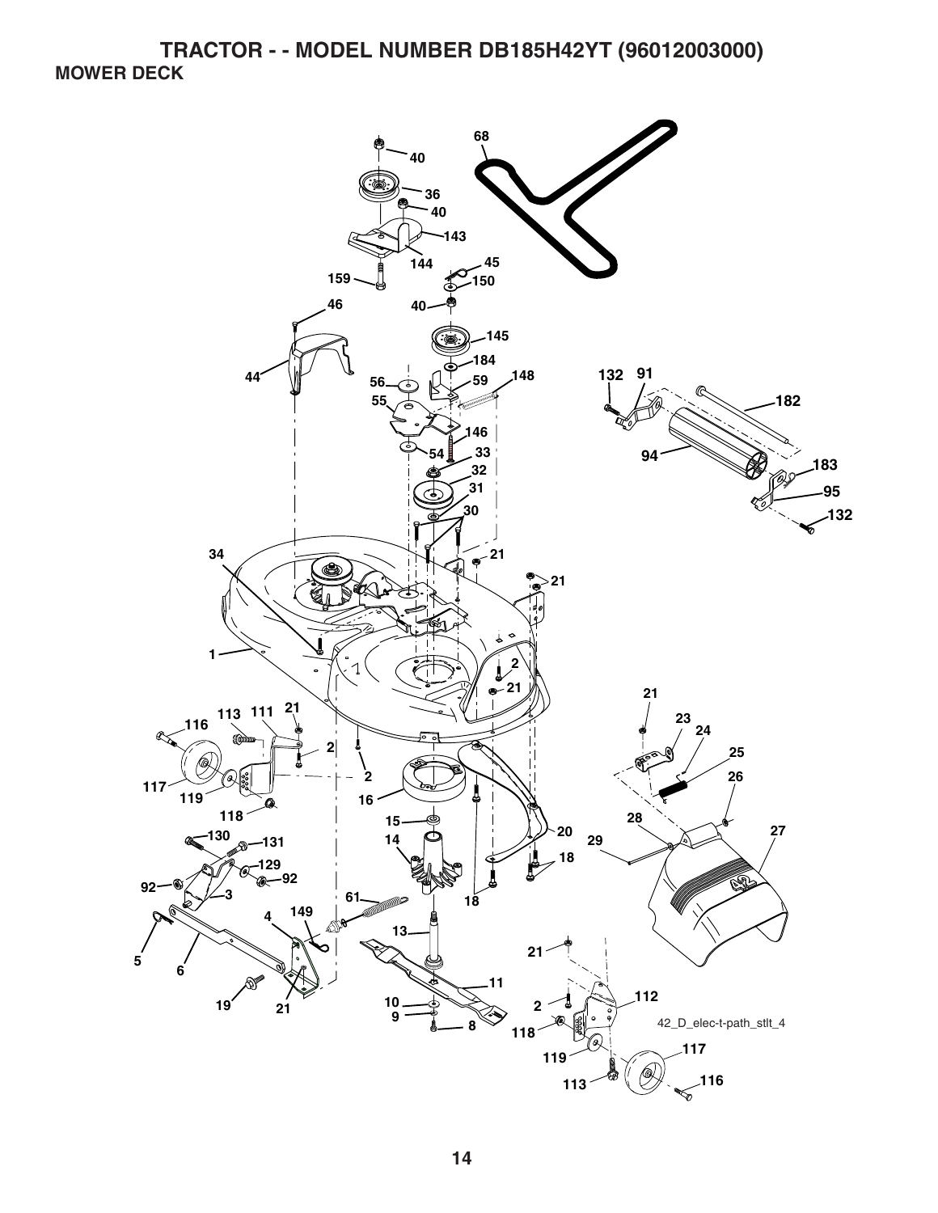# TRACTOR - - MODEL NUMBER DB185H42YT (96012003000)

## MOWER DECK

68
40
36
40
143
144
45
159
150
46
40
145
44
184
56
59
148
132
91
55
182
146
54
33
94
183
32
31
95
132
30
34
21
21
1
2
21
21
113
111
21
23
116
24
2
25
2
26
117
119
16
118
15
28
27
130
14
20
131
29
18
129
92
92
3
61
18
4
149
5
13
6
21
11
19
21
10
2
112
9
8
118
42_D_elec-t-path_stlt_4
119
117
113
116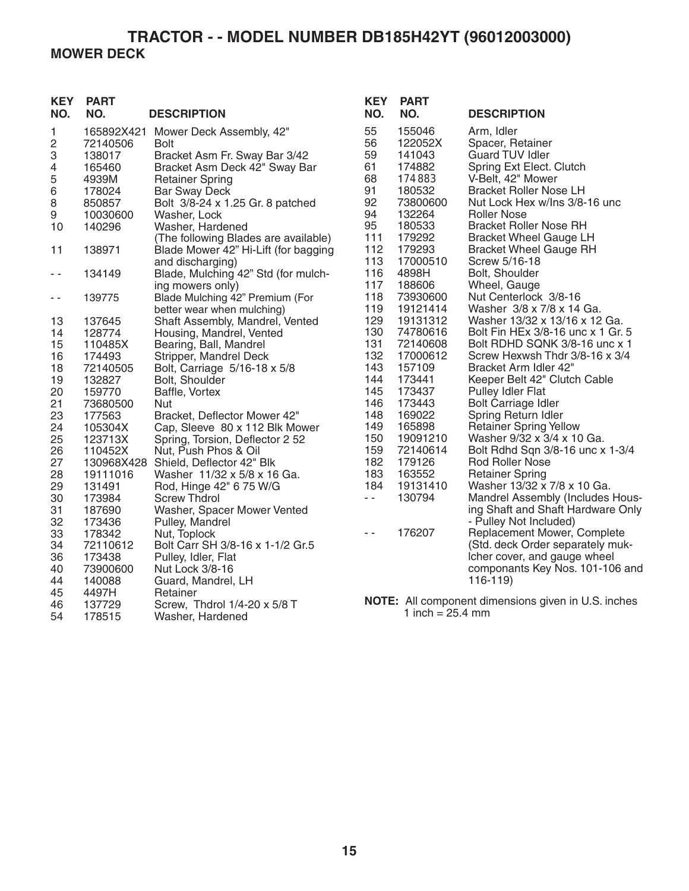# TRACTOR - - MODEL NUMBER DB185H42YT (96012003000)

## MOWER DECK

| KEY NO. | PART NO. | DESCRIPTION |
|---|---|---|
| 1 | 165892X421 | Mower Deck Assembly, 42" |
| 2 | 72140506 | Bolt |
| 3 | 138017 | Bracket Asm Fr. Sway Bar 3/42 |
| 4 | 165460 | Bracket Asm Deck 42" Sway Bar |
| 5 | 4939M | Retainer Spring |
| 6 | 178024 | Bar Sway Deck |
| 8 | 850857 | Bolt 3/8-24 x 1.25 Gr. 8 patched |
| 9 | 10030600 | Washer, Lock |
| 10 | 140296 | Washer, Hardened |
| | | (The following Blades are available) |
| 11 | 138971 | Blade Mower 42" Hi-Lift (for bagging and discharging) |
| - - | 134149 | Blade, Mulching 42" Std (for mulching mowers only) |
| - - | 139775 | Blade Mulching 42" Premium (For better wear when mulching) |
| 13 | 137645 | Shaft Assembly, Mandrel, Vented |
| 14 | 128774 | Housing, Mandrel, Vented |
| 15 | 110485X | Bearing, Ball, Mandrel |
| 16 | 174493 | Stripper, Mandrel Deck |
| 18 | 72140505 | Bolt, Carriage 5/16-18 x 5/8 |
| 19 | 132827 | Bolt, Shoulder |
| 20 | 159770 | Baffle, Vortex |
| 21 | 73680500 | Nut |
| 23 | 177563 | Bracket, Deflector Mower 42" |
| 24 | 105304X | Cap, Sleeve 80 x 112 Blk Mower |
| 25 | 123713X | Spring, Torsion, Deflector 2 52 |
| 26 | 110452X | Nut, Push Phos & Oil |
| 27 | 130968X428 | Shield, Deflector 42" Blk |
| 28 | 19111016 | Washer 11/32 x 5/8 x 16 Ga. |
| 29 | 131491 | Rod, Hinge 42" 6 75 W/G |
| 30 | 173984 | Screw Thdrol |
| 31 | 187690 | Washer, Spacer Mower Vented |
| 32 | 173436 | Pulley, Mandrel |
| 33 | 178342 | Nut, Toplock |
| 34 | 72110612 | Bolt Carr SH 3/8-16 x 1-1/2 Gr.5 |
| 36 | 173438 | Pulley, Idler, Flat |
| 40 | 73900600 | Nut Lock 3/8-16 |
| 44 | 140088 | Guard, Mandrel, LH |
| 45 | 4497H | Retainer |
| 46 | 137729 | Screw, Thdrol 1/4-20 x 5/8 T |
| 54 | 178515 | Washer, Hardened |
| 55 | 155046 | Arm, Idler |
| 56 | 122052X | Spacer, Retainer |
| 59 | 141043 | Guard TUV Idler |
| 61 | 174882 | Spring Ext Elect. Clutch |
| 68 | 174883 | V-Belt, 42" Mower |
| 91 | 180532 | Bracket Roller Nose LH |
| 92 | 73800600 | Nut Lock Hex w/Ins 3/8-16 unc |
| 94 | 132264 | Roller Nose |
| 95 | 180533 | Bracket Roller Nose RH |
| 111 | 179292 | Bracket Wheel Gauge LH |
| 112 | 179293 | Bracket Wheel Gauge RH |
| 113 | 17000510 | Screw 5/16-18 |
| 116 | 4898H | Bolt, Shoulder |
| 117 | 188606 | Wheel, Gauge |
| 118 | 73930600 | Nut Centerlock 3/8-16 |
| 119 | 19121414 | Washer 3/8 x 7/8 x 14 Ga. |
| 129 | 19131312 | Washer 13/32 x 13/16 x 12 Ga. |
| 130 | 74780616 | Bolt Fin HEx 3/8-16 unc x 1 Gr. 5 |
| 131 | 72140608 | Bolt RDHD SQNK 3/8-16 unc x 1 |
| 132 | 17000612 | Screw Hexwsh Thdr 3/8-16 x 3/4 |
| 143 | 157109 | Bracket Arm Idler 42" |
| 144 | 173441 | Keeper Belt 42" Clutch Cable |
| 145 | 173437 | Pulley Idler Flat |
| 146 | 173443 | Bolt Carriage Idler |
| 148 | 169022 | Spring Return Idler |
| 149 | 165898 | Retainer Spring Yellow |
| 150 | 19091210 | Washer 9/32 x 3/4 x 10 Ga. |
| 159 | 72140614 | Bolt Rdhd Sqn 3/8-16 unc x 1-3/4 |
| 182 | 179126 | Rod Roller Nose |
| 183 | 163552 | Retainer Spring |
| 184 | 19131410 | Washer 13/32 x 7/8 x 10 Ga. |
| - - | 130794 | Mandrel Assembly (Includes Housing Shaft and Shaft Hardware Only - Pulley Not Included) |
| - - | 176207 | Replacement Mower, Complete (Std. deck Order separately mulcher cover, and gauge wheel componants Key Nos. 101-106 and 116-119) |

**NOTE:** All component dimensions given in U.S. inches
1 inch = 25.4 mm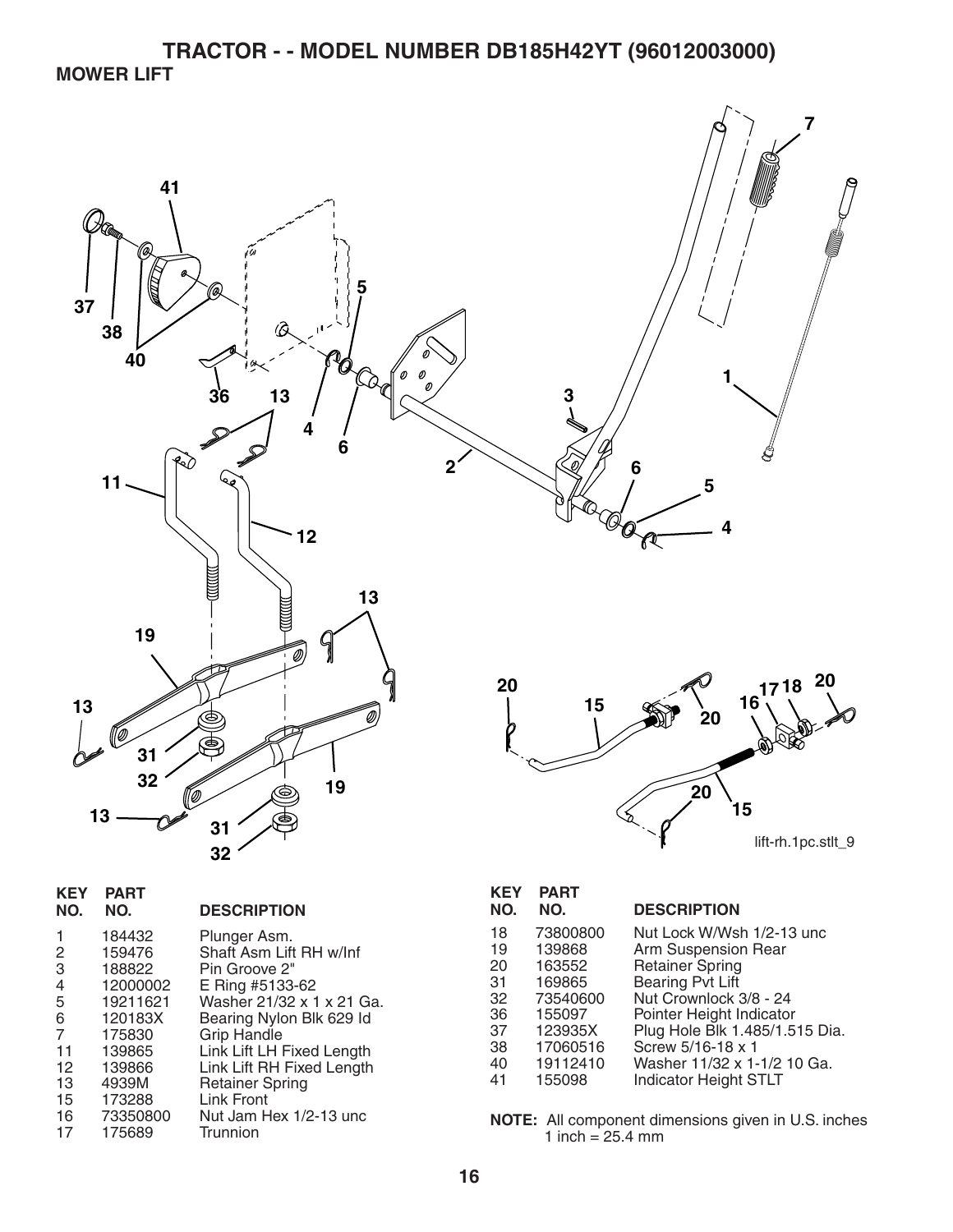# TRACTOR - - MODEL NUMBER DB185H42YT (96012003000)

## MOWER LIFT

lift-rh.1pc.stlt_9

| KEY NO. | PART NO. | DESCRIPTION |
|---|---|---|
| 1 | 184432 | Plunger Asm. |
| 2 | 159476 | Shaft Asm Lift RH w/Inf |
| 3 | 188822 | Pin Groove 2" |
| 4 | 12000002 | E Ring #5133-62 |
| 5 | 19211621 | Washer 21/32 x 1 x 21 Ga. |
| 6 | 120183X | Bearing Nylon Blk 629 Id |
| 7 | 175830 | Grip Handle |
| 11 | 139865 | Link Lift LH Fixed Length |
| 12 | 139866 | Link Lift RH Fixed Length |
| 13 | 4939M | Retainer Spring |
| 15 | 173288 | Link Front |
| 16 | 73350800 | Nut Jam Hex 1/2-13 unc |
| 17 | 175689 | Trunnion |
| 18 | 73800800 | Nut Lock W/Wsh 1/2-13 unc |
| 19 | 139868 | Arm Suspension Rear |
| 20 | 163552 | Retainer Spring |
| 31 | 169865 | Bearing Pvt Lift |
| 32 | 73540600 | Nut Crownlock 3/8 - 24 |
| 36 | 155097 | Pointer Height Indicator |
| 37 | 123935X | Plug Hole Blk 1.485/1.515 Dia. |
| 38 | 17060516 | Screw 5/16-18 x 1 |
| 40 | 19112410 | Washer 11/32 x 1-1/2 10 Ga. |
| 41 | 155098 | Indicator Height STLT |

**NOTE:** All component dimensions given in U.S. inches
1 inch = 25.4 mm